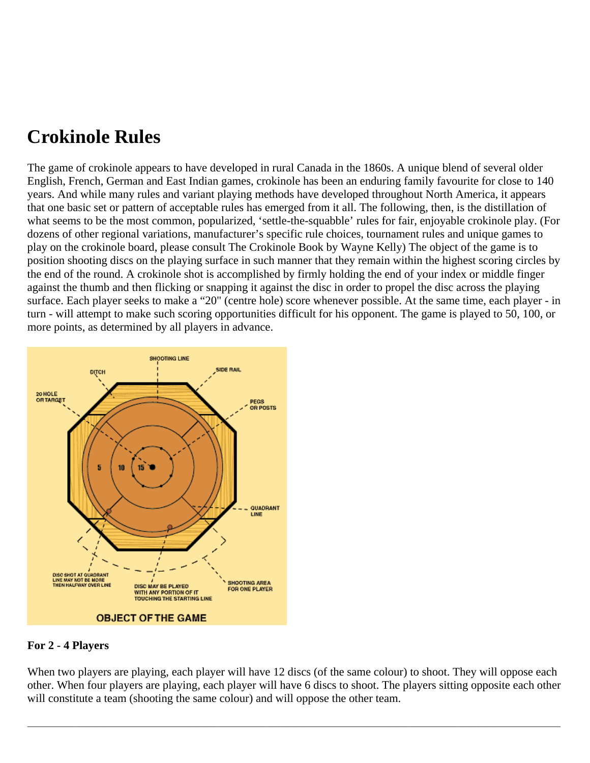# Crokinole Rules

The game of crokinole appears to have developed in rural Canada in the 1860s. A unique blend of several older English, French, German and East Indian games, crokinole has been an enduring family favourite for close to 140 years. And while many rules and variant playing methods have developed throughout North America, it appears that one basic set or pattern of acceptable rules has emerged from it all. The following, then, is the distillation of what seems to be the most common, popularized, 'settle-the-squabble' rules for fair, enjoyable crokinole play. (For dozens of other regional variations, manufacturer's specific rule choices, tournament rules and unique games to play on the crokinole board, please consult The Crokinole Book by Wayne Kelly) The object of the game is to position shooting discs on the playing surface in such manner that they remain within the highest scoring circles by the end of the round. A crokinole shot is accomplished by firmly holding the end of your index or middle finger against the thumb and then flicking or snapping it against the disc in order to propel the disc across the playing surface. Each player seeks to make a "20" (centre hole) score whenever possible. At the same time, each player - in turn - will attempt to make such scoring opportunities difficult for his opponent. The game is played to 50, 100, or more points, as determined by all players in advance.

SHOOTING LINE

DITCH

SIDE RAIL

20 HOLE OR TARGET

PEGS OR POSTS

5 10 15

QUADRANT LINE

DISC SHOT AT QUADRANT LINE MAY NOT BE MORE THEN HALFWAY OVER LINE

DISC MAY BE PLAYED WITH ANY PORTION OF IT TOUCHING THE STARTING LINE

SHOOTING AREA FOR ONE PLAYER

OBJECT OF THE GAME

**For 2 - 4 Players**

When two players are playing, each player will have 12 discs (of the same colour) to shoot. They will oppose each other. When four players are playing, each player will have 6 discs to shoot. The players sitting opposite each other will constitute a team (shooting the same colour) and will oppose the other team.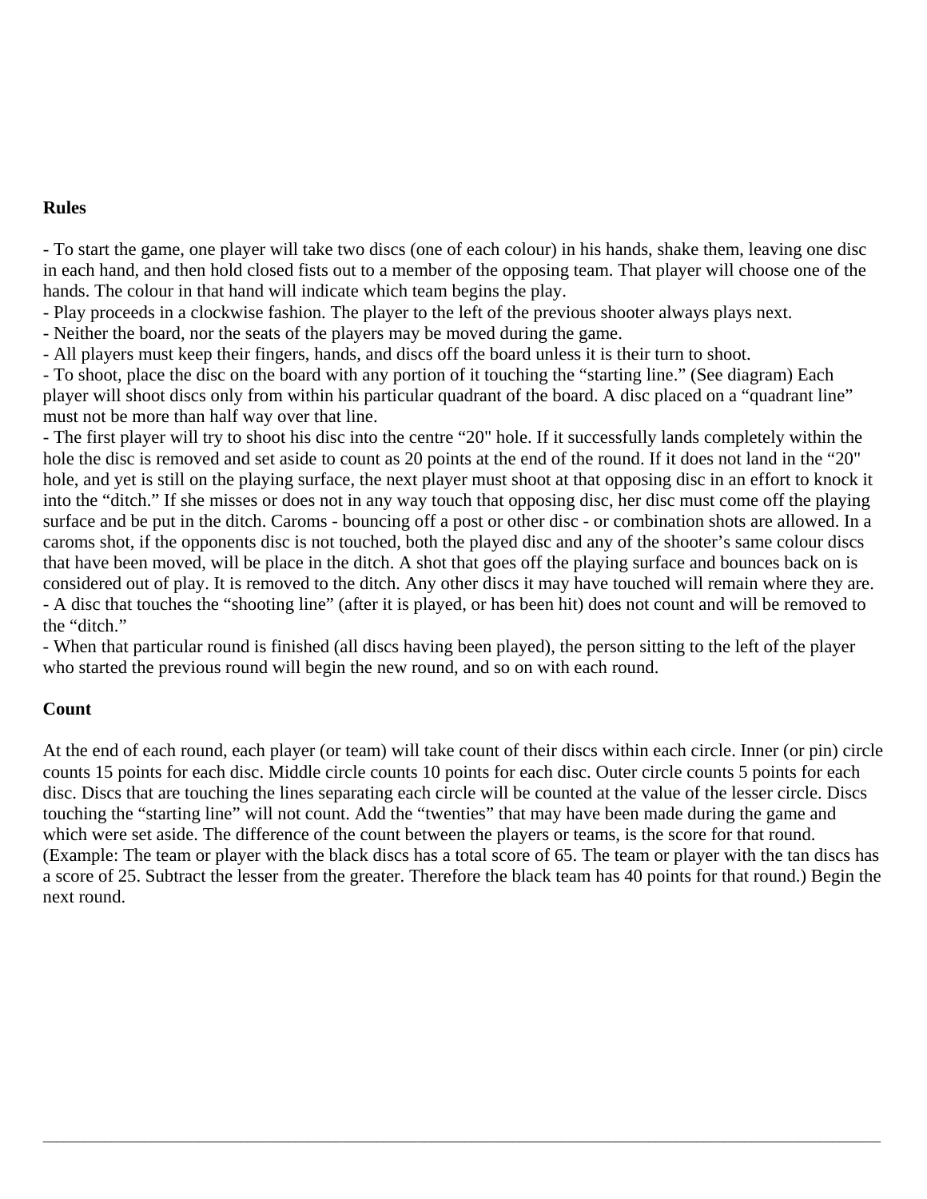**Rules**

- To start the game, one player will take two discs (one of each colour) in his hands, shake them, leaving one disc in each hand, and then hold closed fists out to a member of the opposing team. That player will choose one of the hands. The colour in that hand will indicate which team begins the play.
- Play proceeds in a clockwise fashion. The player to the left of the previous shooter always plays next.
- Neither the board, nor the seats of the players may be moved during the game.
- All players must keep their fingers, hands, and discs off the board unless it is their turn to shoot.
- To shoot, place the disc on the board with any portion of it touching the "starting line." (See diagram) Each player will shoot discs only from within his particular quadrant of the board. A disc placed on a "quadrant line" must not be more than half way over that line.
- The first player will try to shoot his disc into the centre "20" hole. If it successfully lands completely within the hole the disc is removed and set aside to count as 20 points at the end of the round. If it does not land in the "20" hole, and yet is still on the playing surface, the next player must shoot at that opposing disc in an effort to knock it into the "ditch." If she misses or does not in any way touch that opposing disc, her disc must come off the playing surface and be put in the ditch. Caroms - bouncing off a post or other disc - or combination shots are allowed. In a caroms shot, if the opponents disc is not touched, both the played disc and any of the shooter's same colour discs that have been moved, will be place in the ditch. A shot that goes off the playing surface and bounces back on is considered out of play. It is removed to the ditch. Any other discs it may have touched will remain where they are.
- A disc that touches the "shooting line" (after it is played, or has been hit) does not count and will be removed to the "ditch."
- When that particular round is finished (all discs having been played), the person sitting to the left of the player who started the previous round will begin the new round, and so on with each round.

**Count**

At the end of each round, each player (or team) will take count of their discs within each circle. Inner (or pin) circle counts 15 points for each disc. Middle circle counts 10 points for each disc. Outer circle counts 5 points for each disc. Discs that are touching the lines separating each circle will be counted at the value of the lesser circle. Discs touching the "starting line" will not count. Add the "twenties" that may have been made during the game and which were set aside. The difference of the count between the players or teams, is the score for that round. (Example: The team or player with the black discs has a total score of 65. The team or player with the tan discs has a score of 25. Subtract the lesser from the greater. Therefore the black team has 40 points for that round.) Begin the next round.